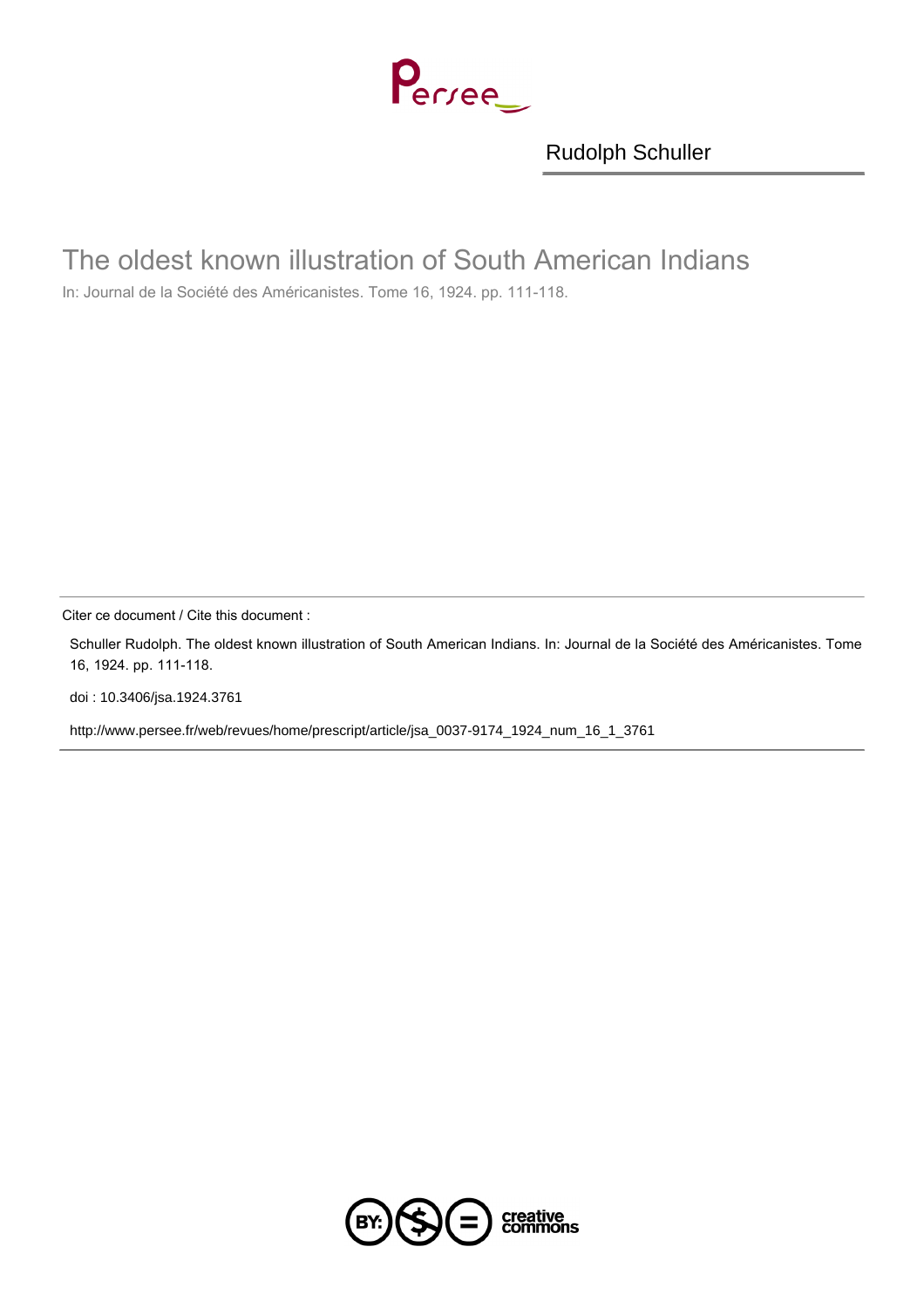Rudolph Schuller

# The oldest known illustration of South American Indians

In: Journal de la Société des Américanistes. Tome 16, 1924. pp. 111-118.

Citer ce document / Cite this document :

Schuller Rudolph. The oldest known illustration of South American Indians. In: Journal de la Société des Américanistes. Tome 16, 1924. pp. 111-118.

doi : 10.3406/jsa.1924.3761

http://www.persee.fr/web/revues/home/prescript/article/jsa_0037-9174_1924_num_16_1_3761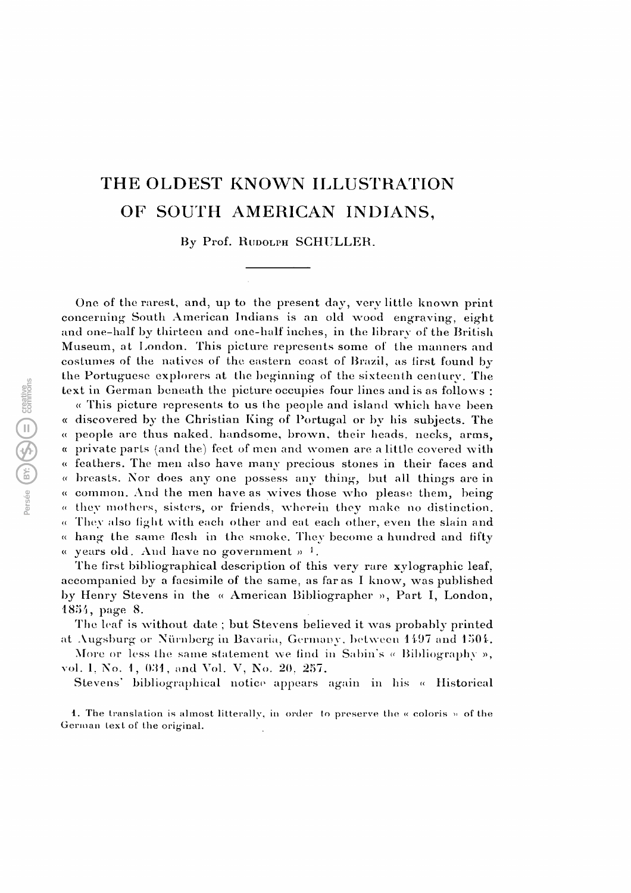# THE OLDEST KNOWN ILLUSTRATION OF SOUTH AMERICAN INDIANS,

By Prof. Rudolph SCHULLER.

---

One of the rarest, and, up to the present day, very little known print concerning South American Indians is an old wood engraving, eight and one-half by thirteen and one-half inches, in the library of the British Museum, at London. This picture represents some of the manners and costumes of the natives of the eastern coast of Brazil, as first found by the Portuguese explorers at the beginning of the sixteenth century. The text in German beneath the picture occupies four lines and is as follows :

« This picture represents to us the people and island which have been « discovered by the Christian King of Portugal or by his subjects. The « people are thus naked, handsome, brown, their heads, necks, arms, « private parts (and the) feet of men and women are a little covered with « feathers. The men also have many precious stones in their faces and « breasts. Nor does any one possess any thing, but all things are in « common. And the men have as wives those who please them, being « they mothers, sisters, or friends, wherein they make no distinction. « They also fight with each other and eat each other, even the slain and « hang the same flesh in the smoke. They become a hundred and fifty « years old. And have no government » [1].

The first bibliographical description of this very rare xylographic leaf, accompanied by a facsimile of the same, as far as I know, was published by Henry Stevens in the « American Bibliographer », Part I, London, 1854, page 8.

The leaf is without date ; but Stevens believed it was probably printed at Augsburg or Nürnberg in Bavaria, Germany, between 1497 and 1504.

More or less the same statement we find in Sabin's « Bibliography », vol. I, No. 1, 031, and Vol. V, No. 20, 257.

Stevens' bibliographical notice appears again in his « Historical

1. The translation is almost litterally, in order to preserve the « coloris » of the German text of the original.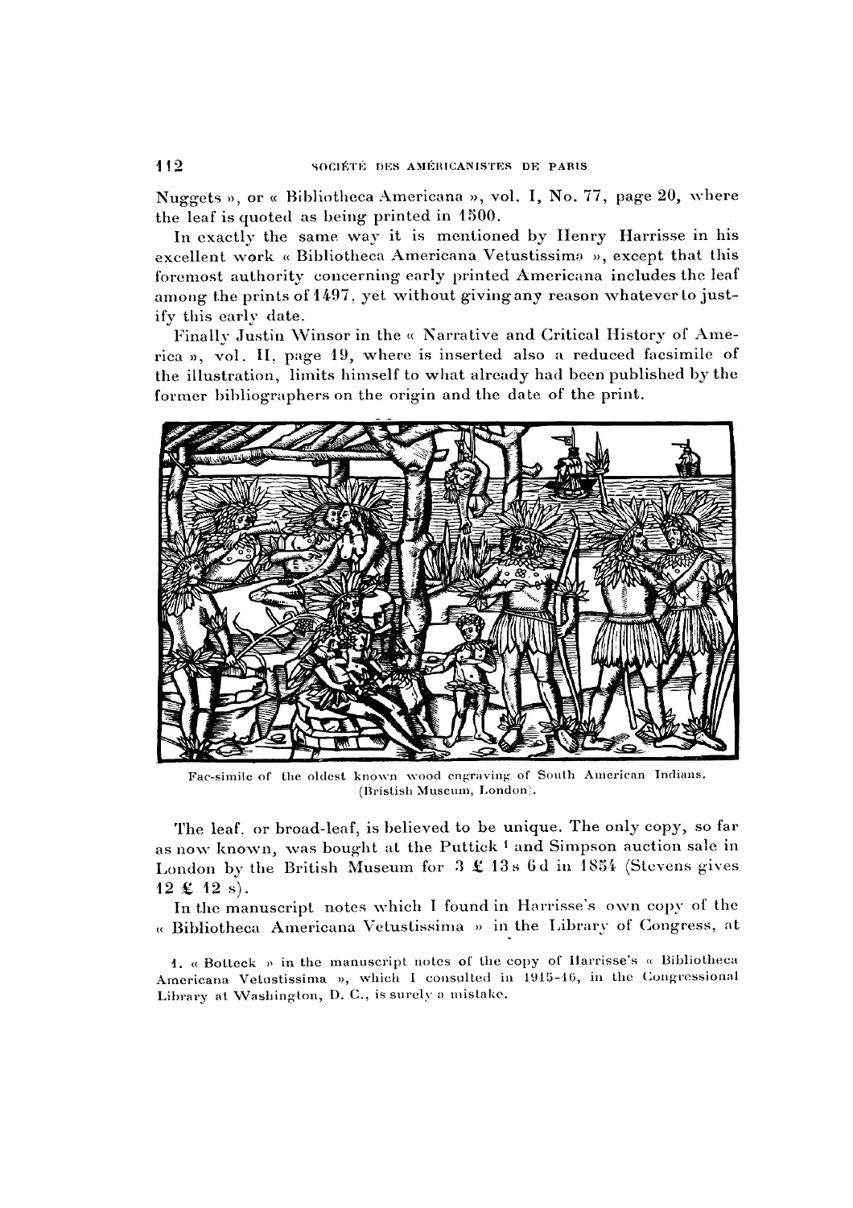Nuggets », or « Bibliotheca Americana », vol. I, No. 77, page 20, where the leaf is quoted as being printed in 1500.

In exactly the same way it is mentioned by Henry Harrisse in his excellent work « Bibliotheca Americana Vetustissima », except that this foremost authority concerning early printed Americana includes the leaf among the prints of 1497, yet without giving any reason whatever to justify this early date.

Finally Justin Winsor in the « Narrative and Critical History of America », vol. II, page 19, where is inserted also a reduced facsimile of the illustration, limits himself to what already had been published by the former bibliographers on the origin and the date of the print.

Fac-simile of the oldest known wood engraving of South American Indians. (Bristish Museum, London).

The leaf, or broad-leaf, is believed to be unique. The only copy, so far as now known, was bought at the Puttick [1] and Simpson auction sale in London by the British Museum for 3 £ 13 s 6 d in 1854 (Stevens gives 12 £ 12 s).

In the manuscript notes which I found in Harrisse's own copy of the « Bibliotheca Americana Vetustissima » in the Library of Congress, at

1. « Botteck » in the manuscript notes of the copy of Harrisse's « Bibliotheca Americana Vetustissima », which I consulted in 1915-16, in the Congressional Library at Washington, D. C., is surely a mistake.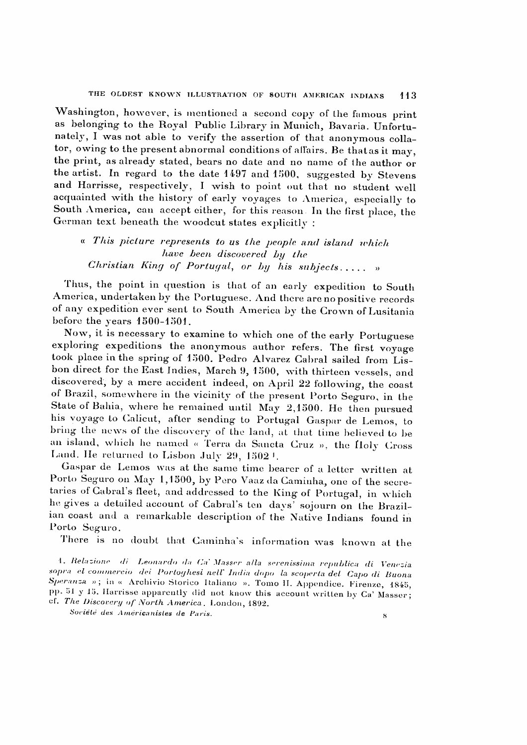Washington, however, is mentioned a second copy of the famous print as belonging to the Royal Public Library in Munich, Bavaria. Unfortunately, I was not able to verify the assertion of that anonymous collator, owing to the present abnormal conditions of affairs. Be that as it may, the print, as already stated, bears no date and no name of the author or the artist. In regard to the date 1497 and 1500, suggested by Stevens and Harrisse, respectively, I wish to point out that no student well acquainted with the history of early voyages to America, especially to South America, can accept either, for this reason. In the first place, the German text beneath the woodcut states explicitly :

> « *This picture represents to us the people and island which have been discovered by the Christian King of Portugal, or by his subjects.....* »

Thus, the point in question is that of an early expedition to South America, undertaken by the Portuguese. And there are no positive records of any expedition ever sent to South America by the Crown of Lusitania before the years 1500-1501.

Now, it is necessary to examine to which one of the early Portuguese exploring expeditions the anonymous author refers. The first voyage took place in the spring of 1500. Pedro Alvarez Cabral sailed from Lisbon direct for the East Indies, March 9, 1500, with thirteen vessels, and discovered, by a mere accident indeed, on April 22 following, the coast of Brazil, somewhere in the vicinity of the present Porto Seguro, in the State of Bahia, where he remained until May 2, 1500. He then pursued his voyage to Calicut, after sending to Portugal Gaspar de Lemos, to bring the news of the discovery of the land, at that time believed to be an island, which he named « Terra da Sancta Cruz », the Holy Cross Land. He returned to Lisbon July 29, 1502 [1].

Gaspar de Lemos was at the same time bearer of a letter written at Porto Seguro on May 1, 1500, by Pero Vaaz da Caminha, one of the secretaries of Cabral's fleet, and addressed to the King of Portugal, in which he gives a detailed account of Cabral's ten days' sojourn on the Brazilian coast and a remarkable description of the Native Indians found in Porto Seguro.

There is no doubt that Caminha's information was known at the

1. *Relazione di Leonardo da Ca' Masser alla serenissima republica di Venezia sopra el commercio dei Portoghesi nell' India dopo la scoperta del Capo di Buona Speranza* »; in « Archivio Storico Italiano ». Tomo II. Appendice. Firenze, 1845, pp. 51 y 15. Harrisse apparently did not know this account written by Ca' Masser; cf. *The Discovery of North America*. London, 1892.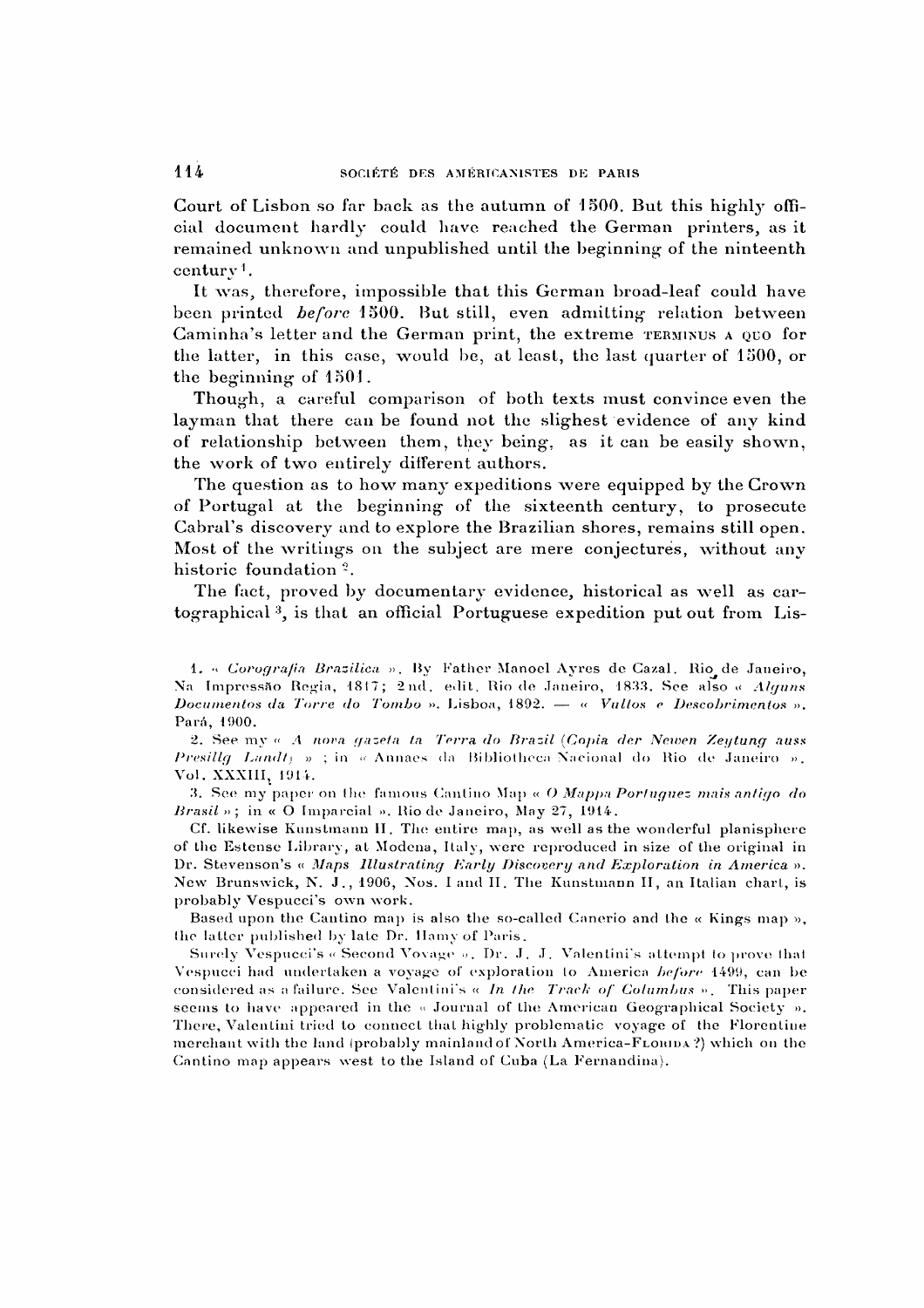Court of Lisbon so far back as the autumn of 1500. But this highly official document hardly could have reached the German printers, as it remained unknown and unpublished until the beginning of the ninteenth century[1].

It was, therefore, impossible that this German broad-leaf could have been printed *before* 1500. But still, even admitting relation between Caminha's letter and the German print, the extreme TERMINUS A QUO for the latter, in this case, would be, at least, the last quarter of 1500, or the beginning of 1501.

Though, a careful comparison of both texts must convince even the layman that there can be found not the slighest evidence of any kind of relationship between them, they being, as it can be easily shown, the work of two entirely different authors.

The question as to how many expeditions were equipped by the Crown of Portugal at the beginning of the sixteenth century, to prosecute Cabral's discovery and to explore the Brazilian shores, remains still open. Most of the writings on the subject are mere conjectures, without any historic foundation[2].

The fact, proved by documentary evidence, historical as well as cartographical[3], is that an official Portuguese expedition put out from Lis-

---

1. « *Corografia Brazilica* ». By Father Manoel Ayres de Cazal. Rio de Janeiro, Na Impressão Regia, 1817; 2nd. edit. Rio de Janeiro, 1833. See also « *Alguns Documentos da Torre do Tombo* ». Lisboa, 1892. — « *Vultos e Descobrimentos* ». Pará, 1900.

2. See my « *A nova gazeta ta Terra do Brazil (Copia der Newen Zeytung auss Presillg Landt)* » ; in « Annaes da Bibliotheca Nacional do Rio de Janeiro ». Vol. XXXIII, 1914.

3. See my paper on the famous Cantino Map « *O Mappa Portuguez mais antigo do Brasil* »; in « O Imparcial ». Rio de Janeiro, May 27, 1914.

Cf. likewise Kunstmann II. The entire map, as well as the wonderful planisphere of the Estense Library, at Modena, Italy, were reproduced in size of the original in Dr. Stevenson's « *Maps Illustrating Early Discovery and Exploration in America* ». New Brunswick, N. J., 1906, Nos. I and II. The Kunstmann II, an Italian chart, is probably Vespucci's own work.

Based upon the Cantino map is also the so-called Canerio and the « Kings map », the latter published by late Dr. Hamy of Paris.

Surely Vespucci's « Second Voyage ». Dr. J. J. Valentini's attempt to prove that Vespucci had undertaken a voyage of exploration to America *before* 1499, can be considered as a failure. See Valentini's « *In the Track of Columbus* ». This paper seems to have appeared in the « Journal of the American Geographical Society ». There, Valentini tried to connect that highly problematic voyage of the Florentine merchant with the land (probably mainland of North America-FLORIDA ?) which on the Cantino map appears west to the Island of Cuba (La Fernandina).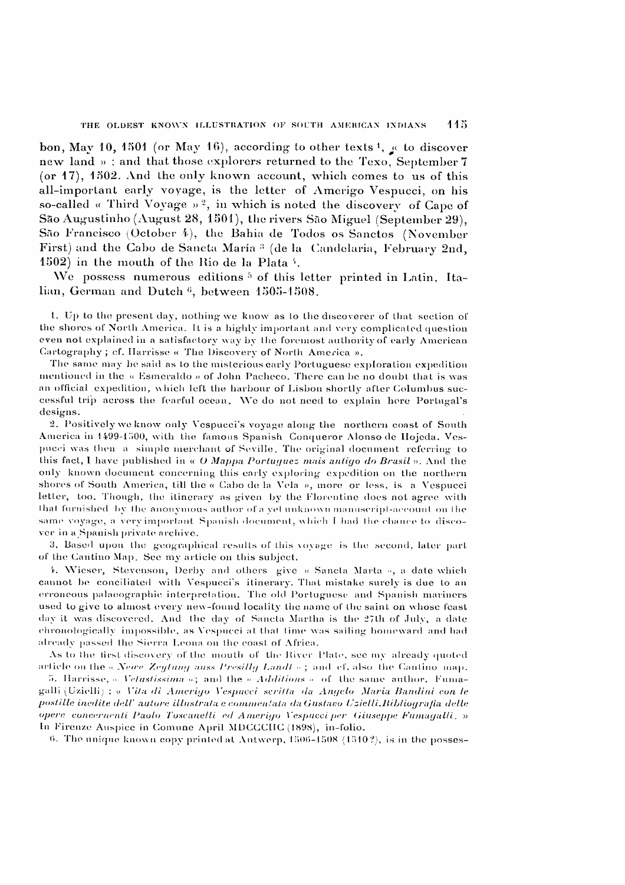bon, May 10, 1501 (or May 16), according to other texts [1], « to discover new land » ; and that those explorers returned to the Texo, September 7 (or 17), 1502. And the only known account, which comes to us of this all-important early voyage, is the letter of Amerigo Vespucci, on his so-called « Third Voyage » [2], in which is noted the discovery of Cape of São Augustinho (August 28, 1501), the rivers São Miguel (September 29), São Francisco (October 4), the Bahia de Todos os Sanctos (November First) and the Cabo de Sancta Maria [3] (de la Candelaria, February 2nd, 1502) in the mouth of the Rio de la Plata [4].

We possess numerous editions [5] of this letter printed in Latin, Italian, German and Dutch [6], between 1505-1508.

1. Up to the present day, nothing we know as to the discoverer of that section of the shores of North America. It is a highly important and very complicated question even not explained in a satisfactory way by the foremost authority of early American Cartography ; cf. Harrisse « The Discovery of North America ».

The same may be said as to the misterious early Portuguese exploration expedition mentioned in the « Esmeraldo » of John Pacheco. There can be no doubt that is was an official expedition, which left the harbour of Lisbon shortly after Columbus successful trip across the fearful ocean. We do not need to explain here Portugal's designs.

2. Positively we know only Vespucci's voyage along the northern coast of South America in 1499-1500, with the famous Spanish Conqueror Alonso de Hojeda. Vespucci was then a simple merchant of Seville. The original document referring to this fact, I have published in « *O Mappa Portuguez mais antigo do Brasil* ». And the only known document concerning this early exploring expedition on the northern shores of South America, till the « Cabo de la Vela », more or less, is a Vespucci letter, too. Though, the itinerary as given by the Florentine does not agree with that furnished by the anonymous author of a yet unknown manuscript-account on the same voyage, a very important Spanish document, which I had the chance to discover in a Spanish private archive.

3. Based upon the geographical results of this voyage is the second, later part of the Cantino Map. See my article on this subject.

4. Wieser, Stevenson, Derby and others give « Sancta Marta », a date which cannot be conciliated with Vespucci's itinerary. That mistake surely is due to an erroneous palaeographic interpretation. The old Portuguese and Spanish mariners used to give to almost every new-found locality the name of the saint on whose feast day it was discovered. And the day of Sancta Martha is the 27th of July, a date chronologically impossible, as Vespucci at that time was sailing homeward and had already passed the Sierra Leona on the coast of Africa.

As to the first discovery of the mouth of the River Plate, see my already quoted article on the « *Newe Zeytung auss Presillg Landt* » ; and cf. also the Cantino map.

5. Harrisse, « *Vetustissima* » ; and the « *Additions* » of the same author. Fumagalli (Uzielli) : « *Vita di Amerigo Vespucci scritta da Angelo Maria Bandini con le postille inedite dell' autore illustrata e commentata da Gustavo Uzielli. Bibliografia delle opere concernenti Paolo Toscanelli ed Amerigo Vespucci per Giuseppe Fumagalli.* » In Firenze Auspice in Comune April MDCCCIIC (1898), in-folio.

6. The unique known copy printed at Antwerp, 1506-1508 (1510?), is in the posses-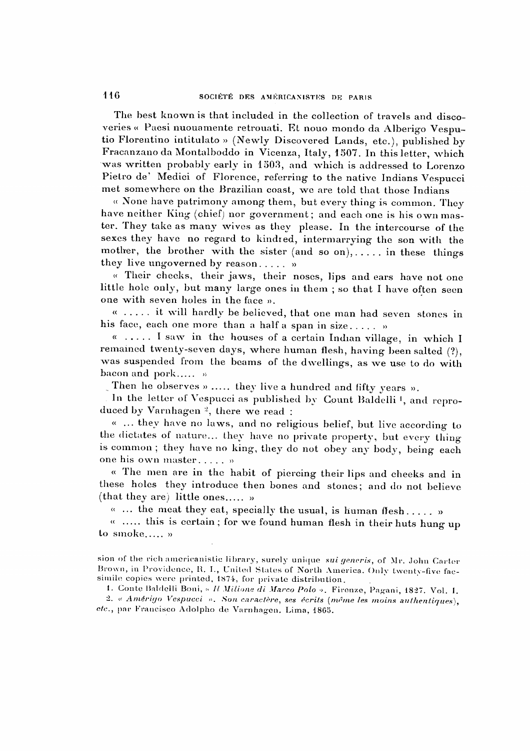The best known is that included in the collection of travels and discoveries « Paesi nuouamente retrouati. Et nouo mondo da Alberigo Vesputio Florentino intitulato » (Newly Discovered Lands, etc.), published by Fracanzano da Montalboddo in Vicenza, Italy, 1507. In this letter, which was written probably early in 1503, and which is addressed to Lorenzo Pietro de' Medici of Florence, referring to the native Indians Vespucci met somewhere on the Brazilian coast, we are told that those Indians

« None have patrimony among them, but every thing is common. They have neither King (chief) nor government; and each one is his own master. They take as many wives as they please. In the intercourse of the sexes they have no regard to kindred, intermarrying the son with the mother, the brother with the sister (and so on), . . . . . in these things they live ungoverned by reason . . . . . »

« Their cheeks, their jaws, their noses, lips and ears have not one little hole only, but many large ones in them ; so that I have often seen one with seven holes in the face ».

« . . . . . it will hardly be believed, that one man had seven stones in his face, each one more than a half a span in size . . . . . »

« . . . . . I saw in the houses of a certain Indian village, in which I remained twenty-seven days, where human flesh, having been salted (?), was suspended from the beams of the dwellings, as we use to do with bacon and pork..... »

Then he observes » ..... they live a hundred and fifty years ».

In the letter of Vespucci as published by Count Baldelli [1], and reproduced by Varnhagen [2], there we read :

« ... they have no laws, and no religious belief, but live according to the dictates of nature... they have no private property, but every thing is common ; they have no king, they do not obey any body, being each one his own master . . . . . »

« The men are in the habit of piercing their lips and cheeks and in these holes they introduce then bones and stones; and do not believe (that they are) little ones..... »

« ... the meat they eat, specially the usual, is human flesh . . . . . »

« ..... this is certain ; for we found human flesh in their huts hung up to smoke..... »

sion of the rich americanistic library, surely unique *sui generis*, of Mr. John Carter Brown, in Providence, R. I., United States of North America. Only twenty-five facsimile copies were printed, 1874, for private distribution.

1. Conte Baldelli Boni, « *Il Milione di Marco Polo* ». Firenze, Pagani, 1827. Vol. I.

2. « *Amérigo Vespucci* ». *Son caractère, ses écrits (même les moins authentiques), etc.*, par Francisco Adolpho de Varnhagen. Lima, 1865.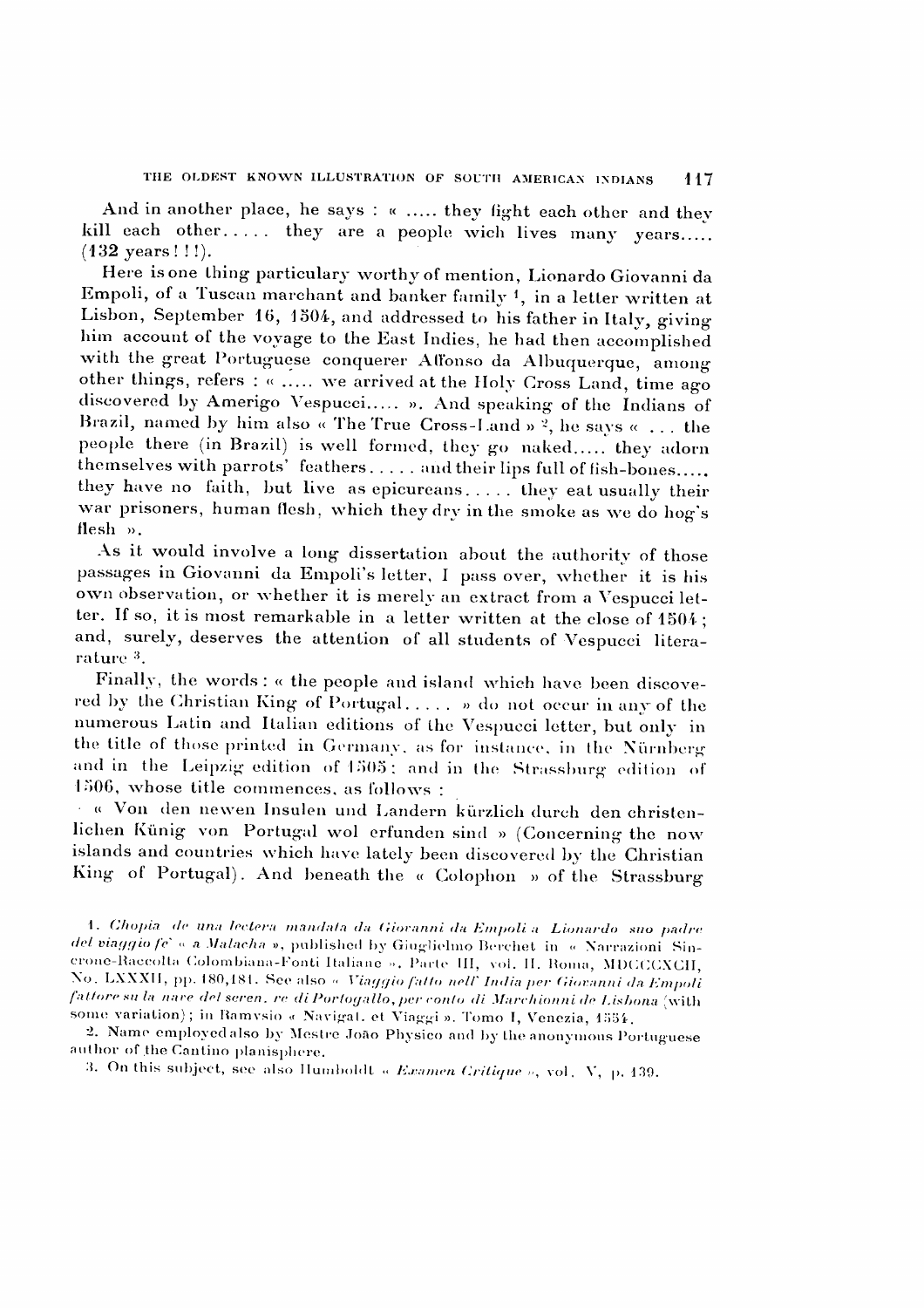And in another place, he says : « ..... they fight each other and they kill each other..... they are a people wich lives many years..... (132 years ! ! !).

Here is one thing particulary worthy of mention, Lionardo Giovanni da Empoli, of a Tuscan marchant and banker family [1], in a letter written at Lisbon, September 16, 1504, and addressed to his father in Italy, giving him account of the voyage to the East Indies, he had then accomplished with the great Portuguese conquerer Affonso da Albuquerque, among other things, refers : « ..... we arrived at the Holy Cross Land, time ago discovered by Amerigo Vespucci..... ». And speaking of the Indians of Brazil, named by him also « The True Cross-Land » [2], he says « . . . the people there (in Brazil) is well formed, they go naked..... they adorn themselves with parrots' feathers..... and their lips full of fish-bones..... they have no faith, but live as epicureans..... they eat usually their war prisoners, human flesh, which they dry in the smoke as we do hog's flesh ».

As it would involve a long dissertation about the authority of those passages in Giovanni da Empoli's letter, I pass over, whether it is his own observation, or whether it is merely an extract from a Vespucci letter. If so, it is most remarkable in a letter written at the close of 1504 ; and, surely, deserves the attention of all students of Vespucci literature [3].

Finally, the words : « the people and island which have been discovered by the Christian King of Portugal..... » do not occur in any of the numerous Latin and Italian editions of the Vespucci letter, but only in the title of those printed in Germany, as for instance, in the Nürnberg and in the Leipzig edition of 1505 ; and in the Strassburg edition of 1506, whose title commences, as follows :

« Von den newen Insulen und Landern kürzlich durch den christenlichen Künig von Portugal wol erfunden sind » (Concerning the now islands and countries which have lately been discovered by the Christian King of Portugal). And beneath the « Colophon » of the Strassburg

1. *Chopia de una lectera mandata da Giovanni da Empoli a Lionardo suo padre del viaggio fe' « a Malacha »*, published by Giuglielmo Berchet in « Narrazioni Sincrone-Raccolta Colombiana-Fonti Italiane », Parte III, vol. II. Roma, MDCCCXCII, No. LXXXII, pp. 180,181. See also « *Viaggio fatto nell' India per Giovanni da Empoli fattore su la nave del seren. re di Portogallo, per conto di Marchionni de Lisbona* (with some variation) ; in Ramysio « Navigat. et Viaggi ». Tomo I, Venezia, 1554.

2. Name employed also by Mestre João Physico and by the anonymous Portuguese author of the Cantino planisphere.

3. On this subject, see also Humboldt « *Examen Critique* », vol. V, p. 139.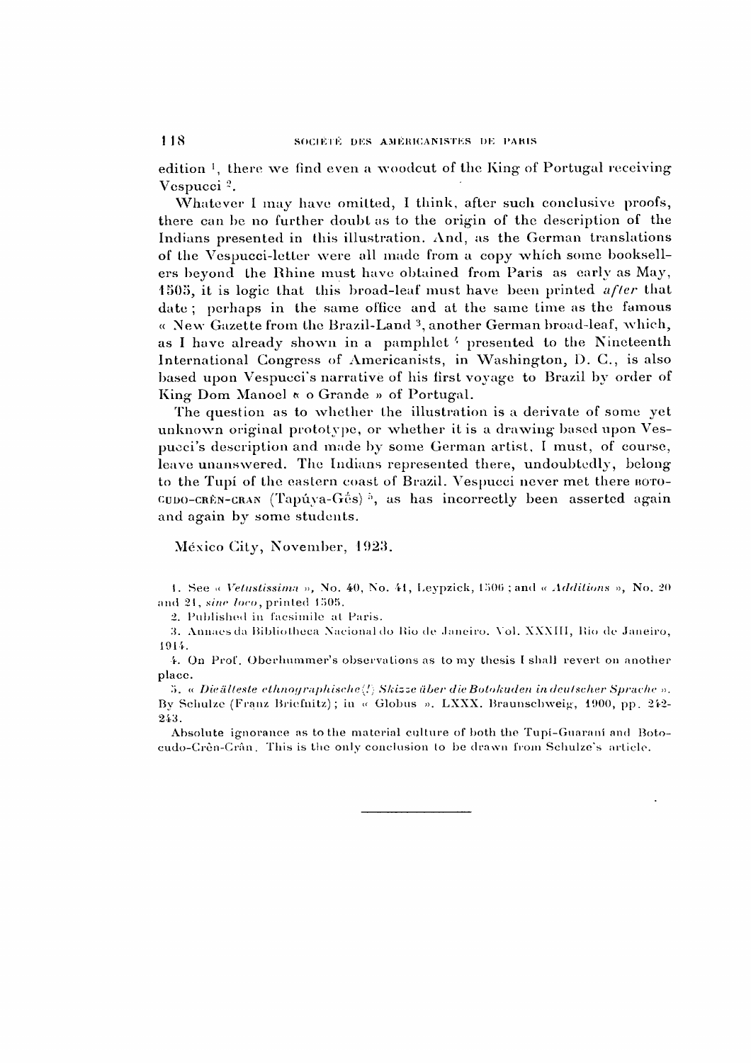edition [1], there we find even a woodcut of the King of Portugal receiving Vespucci [2].

Whatever I may have omitted, I think, after such conclusive proofs, there can be no further doubt as to the origin of the description of the Indians presented in this illustration. And, as the German translations of the Vespucci-letter were all made from a copy which some booksellers beyond the Rhine must have obtained from Paris as early as May, 1505, it is logic that this broad-leaf must have been printed *after* that date ; perhaps in the same office and at the same time as the famous « New Gazette from the Brazil-Land [3], another German broad-leaf, which, as I have already shown in a pamphlet [4] presented to the Nineteenth International Congress of Americanists, in Washington, D. C., is also based upon Vespucci's narrative of his first voyage to Brazil by order of King Dom Manoel « o Grande » of Portugal.

The question as to whether the illustration is a derivate of some yet unknown original prototype, or whether it is a drawing based upon Vespucci's description and made by some German artist, I must, of course, leave unanswered. The Indians represented there, undoubtedly, belong to the Tupí of the eastern coast of Brazil. Vespucci never met there BOTOCUDO-CRÈN-CRAN (Tapúya-Gês) [5], as has incorrectly been asserted again and again by some students.

México City, November, 1923.

1. See « *Vetustissima* », No. 40, No. 41, Leypzick, 1506 ; and « *Additions* », No. 20 and 21, *sine loco*, printed 1505.

2. Published in facsimile at Paris.

3. Annaes da Bibliotheca Nacional do Rio de Janeiro. Vol. XXXIII, Rio de Janeiro, 1914.

4. On Prof. Oberhummer's observations as to my thesis I shall revert on another place.

5. « *Die älteste ethnographische (!) Skizze über die Botokuden in deutscher Sprache* ». By Schulze (Franz Briefnitz) ; in « Globus ». LXXX. Braunschweig, 1900, pp. 242-243.

Absolute ignorance as to the material culture of both the Tupí-Guaraní and Botocudo-Crèn-Crân. This is the only conclusion to be drawn from Schulze's article.